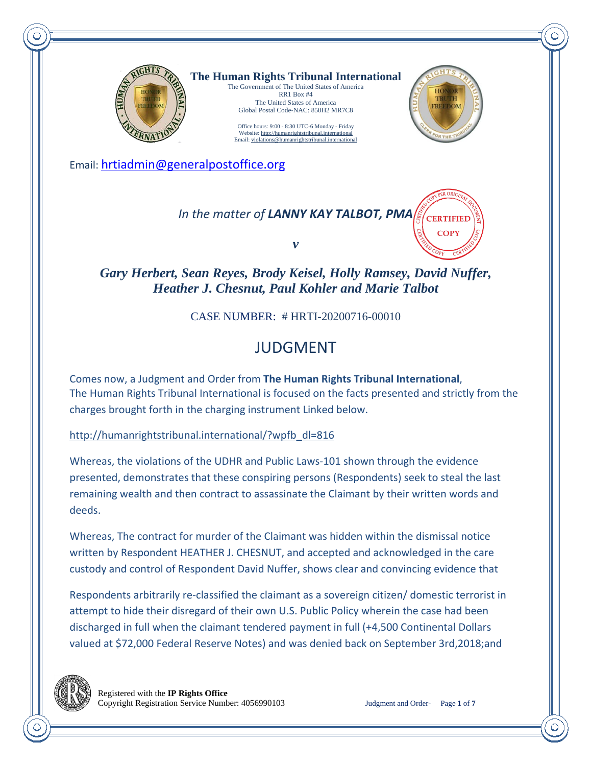**The Human Rights Tribunal International**
The Government of The United States of America
RR1 Box #4
The United States of America
Global Postal Code-NAC: 850H2 MR7C8

Office hours: 9:00 - 8:30 UTC-6 Monday - Friday
Website: http://humanrightstribunal.international
Email: violations@humanrightstribunal.international

Email: hrtiadmin@generalpostoffice.org

*In the matter of* ***LANNY KAY TALBOT, PMA***

***v***

***Gary Herbert, Sean Reyes, Brody Keisel, Holly Ramsey, David Nuffer, Heather J. Chesnut, Paul Kohler and Marie Talbot***

CASE NUMBER: # HRTI-20200716-00010

# JUDGMENT

Comes now, a Judgment and Order from **The Human Rights Tribunal International**, The Human Rights Tribunal International is focused on the facts presented and strictly from the charges brought forth in the charging instrument Linked below.

http://humanrightstribunal.international/?wpfb_dl=816

Whereas, the violations of the UDHR and Public Laws-101 shown through the evidence presented, demonstrates that these conspiring persons (Respondents) seek to steal the last remaining wealth and then contract to assassinate the Claimant by their written words and deeds.

Whereas, The contract for murder of the Claimant was hidden within the dismissal notice written by Respondent HEATHER J. CHESNUT, and accepted and acknowledged in the care custody and control of Respondent David Nuffer, shows clear and convincing evidence that

Respondents arbitrarily re-classified the claimant as a sovereign citizen/ domestic terrorist in attempt to hide their disregard of their own U.S. Public Policy wherein the case had been discharged in full when the claimant tendered payment in full (+4,500 Continental Dollars valued at $72,000 Federal Reserve Notes) and was denied back on September 3rd,2018;and

Registered with the **IP Rights Office**
Copyright Registration Service Number: 4056990103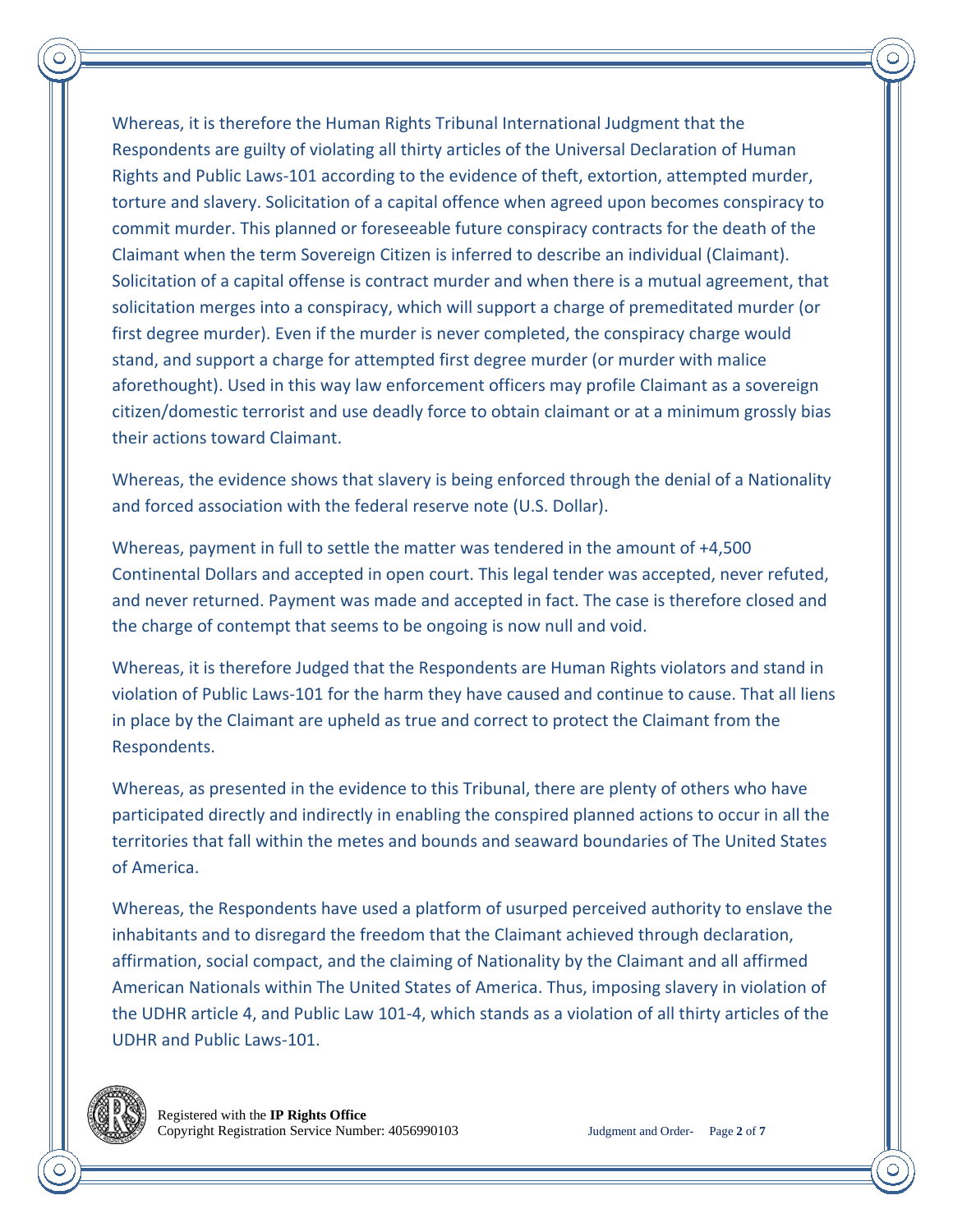Whereas, it is therefore the Human Rights Tribunal International Judgment that the Respondents are guilty of violating all thirty articles of the Universal Declaration of Human Rights and Public Laws-101 according to the evidence of theft, extortion, attempted murder, torture and slavery. Solicitation of a capital offence when agreed upon becomes conspiracy to commit murder. This planned or foreseeable future conspiracy contracts for the death of the Claimant when the term Sovereign Citizen is inferred to describe an individual (Claimant). Solicitation of a capital offense is contract murder and when there is a mutual agreement, that solicitation merges into a conspiracy, which will support a charge of premeditated murder (or first degree murder). Even if the murder is never completed, the conspiracy charge would stand, and support a charge for attempted first degree murder (or murder with malice aforethought). Used in this way law enforcement officers may profile Claimant as a sovereign citizen/domestic terrorist and use deadly force to obtain claimant or at a minimum grossly bias their actions toward Claimant.

Whereas, the evidence shows that slavery is being enforced through the denial of a Nationality and forced association with the federal reserve note (U.S. Dollar).

Whereas, payment in full to settle the matter was tendered in the amount of +4,500 Continental Dollars and accepted in open court. This legal tender was accepted, never refuted, and never returned. Payment was made and accepted in fact. The case is therefore closed and the charge of contempt that seems to be ongoing is now null and void.

Whereas, it is therefore Judged that the Respondents are Human Rights violators and stand in violation of Public Laws-101 for the harm they have caused and continue to cause. That all liens in place by the Claimant are upheld as true and correct to protect the Claimant from the Respondents.

Whereas, as presented in the evidence to this Tribunal, there are plenty of others who have participated directly and indirectly in enabling the conspired planned actions to occur in all the territories that fall within the metes and bounds and seaward boundaries of The United States of America.

Whereas, the Respondents have used a platform of usurped perceived authority to enslave the inhabitants and to disregard the freedom that the Claimant achieved through declaration, affirmation, social compact, and the claiming of Nationality by the Claimant and all affirmed American Nationals within The United States of America. Thus, imposing slavery in violation of the UDHR article 4, and Public Law 101-4, which stands as a violation of all thirty articles of the UDHR and Public Laws-101.

Registered with the **IP Rights Office**
Copyright Registration Service Number: 4056990103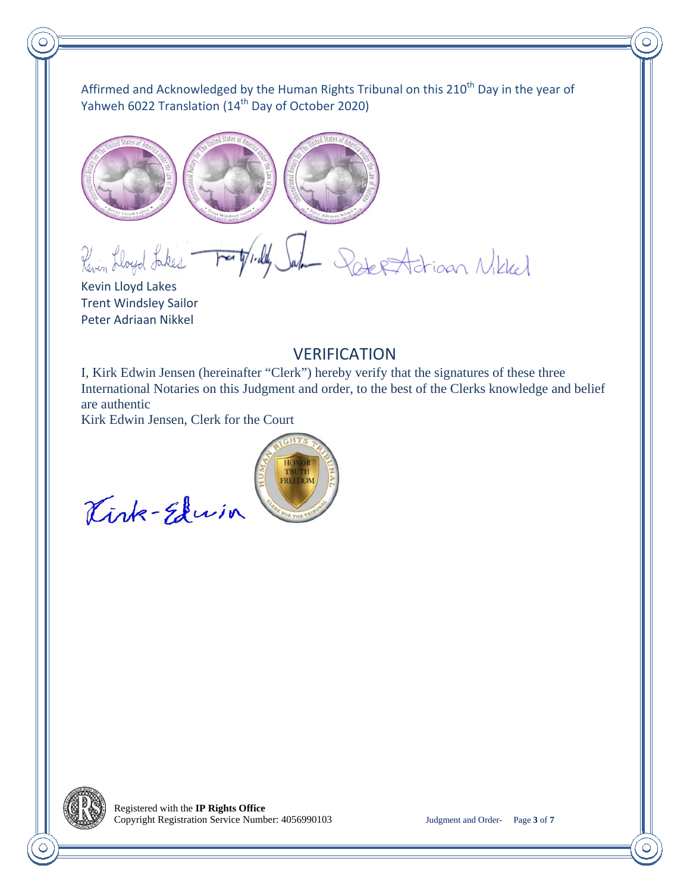Affirmed and Acknowledged by the Human Rights Tribunal on this 210th Day in the year of Yahweh 6022 Translation (14th Day of October 2020)

Kevin Lloyd Lakes
Trent Windsley Sailor
Peter Adriaan Nikkel

## VERIFICATION

I, Kirk Edwin Jensen (hereinafter "Clerk") hereby verify that the signatures of these three International Notaries on this Judgment and order, to the best of the Clerks knowledge and belief are authentic

Kirk Edwin Jensen, Clerk for the Court

Registered with the **IP Rights Office**
Copyright Registration Service Number: 4056990103

Judgment and Order-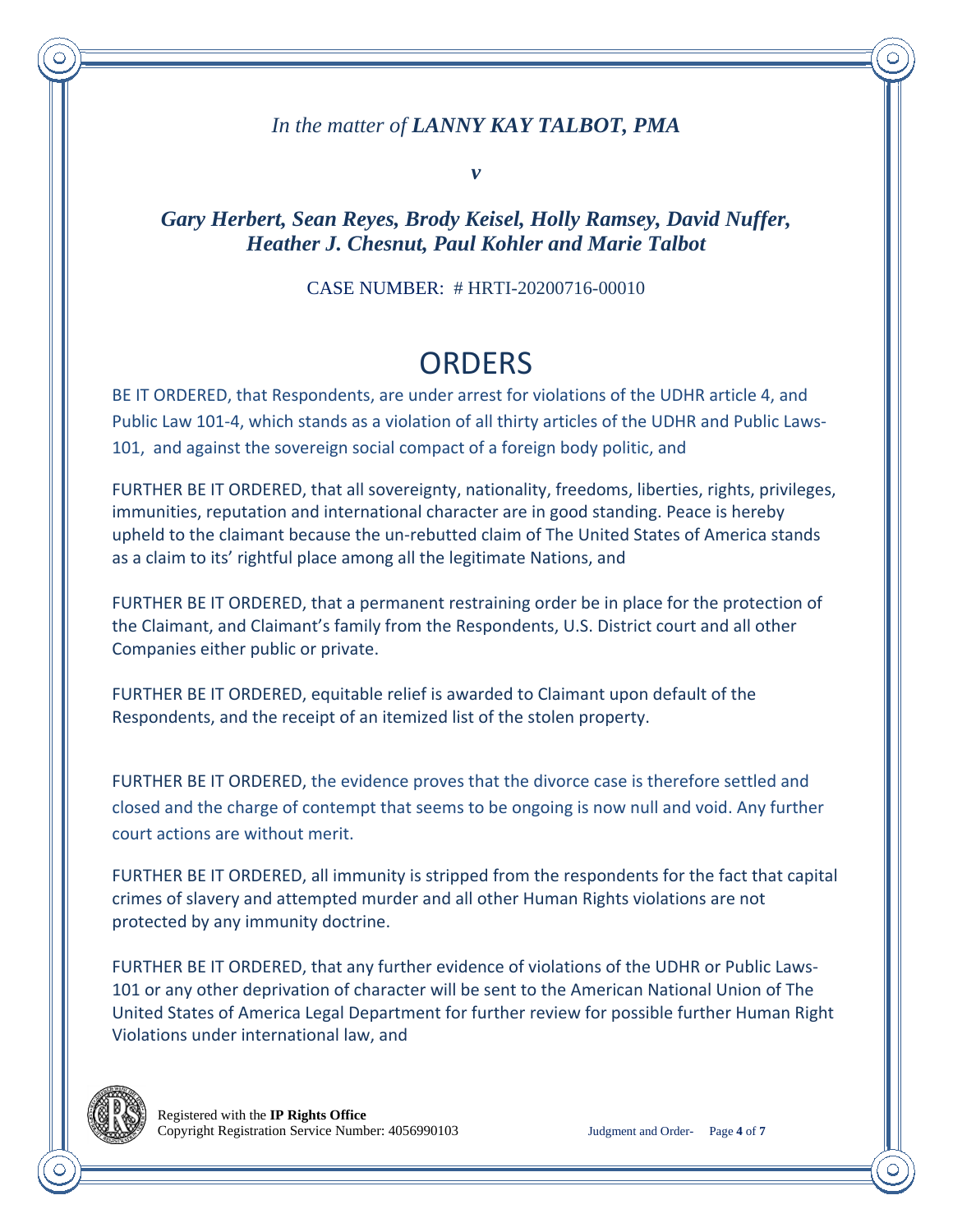*In the matter of **LANNY KAY TALBOT, PMA***

***v***

***Gary Herbert, Sean Reyes, Brody Keisel, Holly Ramsey, David Nuffer, Heather J. Chesnut, Paul Kohler and Marie Talbot***

CASE NUMBER: # HRTI-20200716-00010

# ORDERS

BE IT ORDERED, that Respondents, are under arrest for violations of the UDHR article 4, and Public Law 101-4, which stands as a violation of all thirty articles of the UDHR and Public Laws-101, and against the sovereign social compact of a foreign body politic, and

FURTHER BE IT ORDERED, that all sovereignty, nationality, freedoms, liberties, rights, privileges, immunities, reputation and international character are in good standing. Peace is hereby upheld to the claimant because the un-rebutted claim of The United States of America stands as a claim to its' rightful place among all the legitimate Nations, and

FURTHER BE IT ORDERED, that a permanent restraining order be in place for the protection of the Claimant, and Claimant's family from the Respondents, U.S. District court and all other Companies either public or private.

FURTHER BE IT ORDERED, equitable relief is awarded to Claimant upon default of the Respondents, and the receipt of an itemized list of the stolen property.

FURTHER BE IT ORDERED, the evidence proves that the divorce case is therefore settled and closed and the charge of contempt that seems to be ongoing is now null and void. Any further court actions are without merit.

FURTHER BE IT ORDERED, all immunity is stripped from the respondents for the fact that capital crimes of slavery and attempted murder and all other Human Rights violations are not protected by any immunity doctrine.

FURTHER BE IT ORDERED, that any further evidence of violations of the UDHR or Public Laws-101 or any other deprivation of character will be sent to the American National Union of The United States of America Legal Department for further review for possible further Human Right Violations under international law, and

Registered with the **IP Rights Office**
Copyright Registration Service Number: 4056990103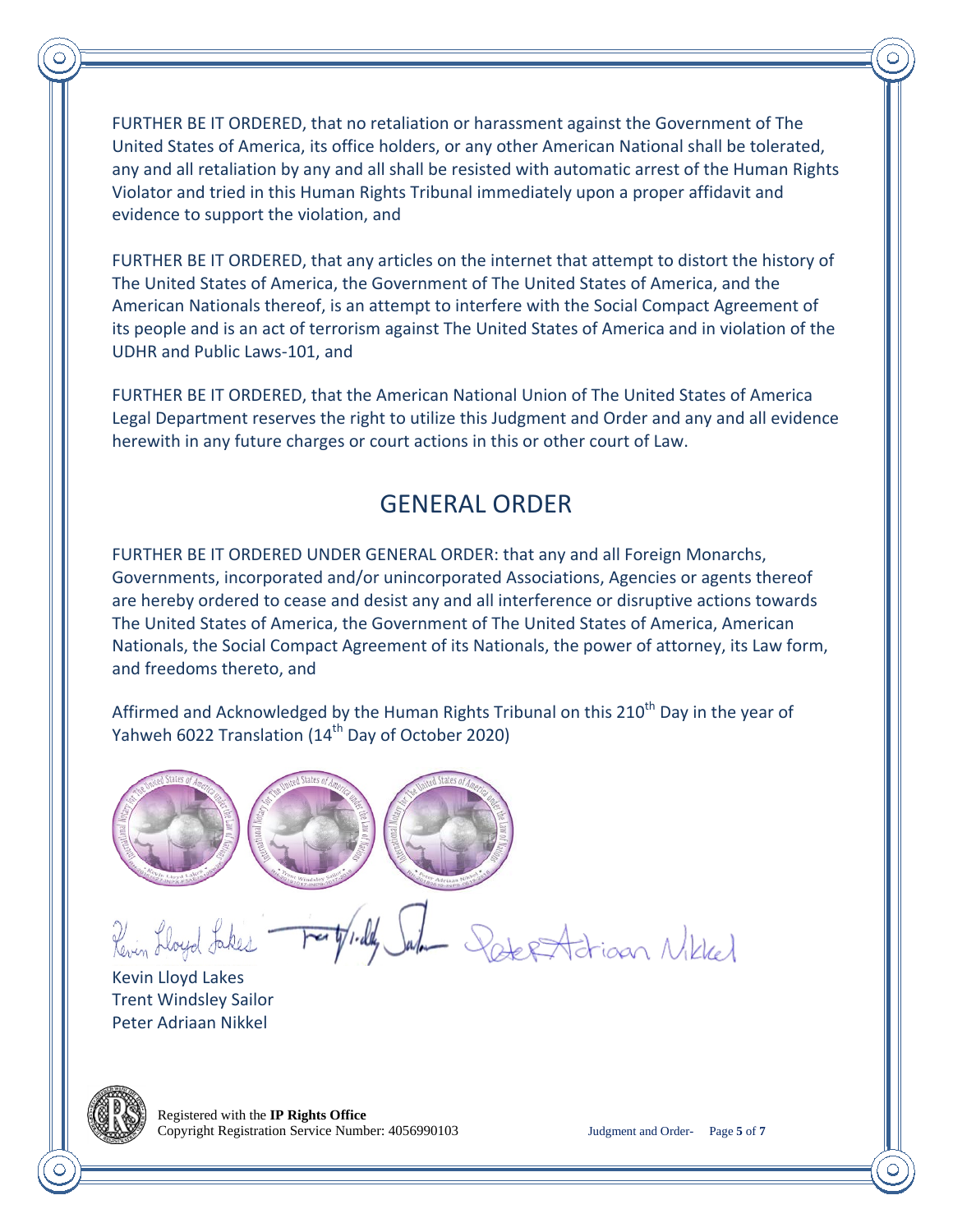FURTHER BE IT ORDERED, that no retaliation or harassment against the Government of The United States of America, its office holders, or any other American National shall be tolerated, any and all retaliation by any and all shall be resisted with automatic arrest of the Human Rights Violator and tried in this Human Rights Tribunal immediately upon a proper affidavit and evidence to support the violation, and

FURTHER BE IT ORDERED, that any articles on the internet that attempt to distort the history of The United States of America, the Government of The United States of America, and the American Nationals thereof, is an attempt to interfere with the Social Compact Agreement of its people and is an act of terrorism against The United States of America and in violation of the UDHR and Public Laws-101, and

FURTHER BE IT ORDERED, that the American National Union of The United States of America Legal Department reserves the right to utilize this Judgment and Order and any and all evidence herewith in any future charges or court actions in this or other court of Law.

## GENERAL ORDER

FURTHER BE IT ORDERED UNDER GENERAL ORDER: that any and all Foreign Monarchs, Governments, incorporated and/or unincorporated Associations, Agencies or agents thereof are hereby ordered to cease and desist any and all interference or disruptive actions towards The United States of America, the Government of The United States of America, American Nationals, the Social Compact Agreement of its Nationals, the power of attorney, its Law form, and freedoms thereto, and

Affirmed and Acknowledged by the Human Rights Tribunal on this 210th Day in the year of Yahweh 6022 Translation (14th Day of October 2020)

Kevin Lloyd Lakes  
Trent Windsley Sailor  
Peter Adriaan Nikkel

Registered with the **IP Rights Office**  
Copyright Registration Service Number: 4056990103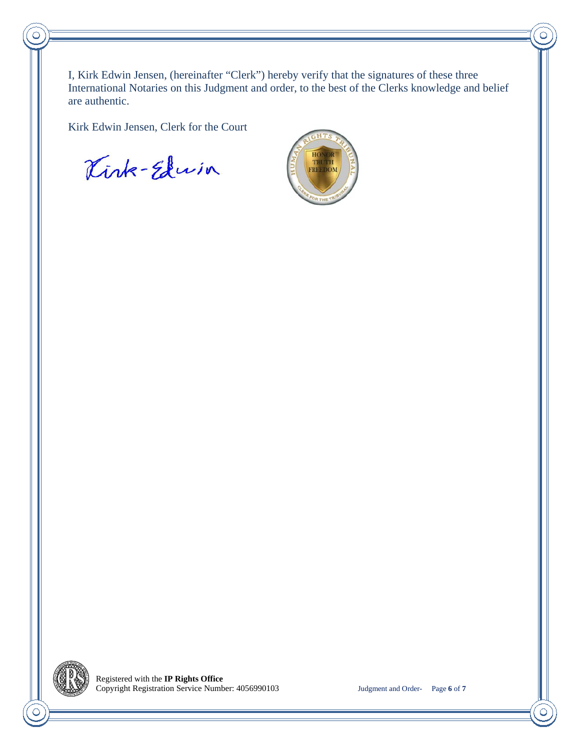I, Kirk Edwin Jensen, (hereinafter "Clerk") hereby verify that the signatures of these three International Notaries on this Judgment and order, to the best of the Clerks knowledge and belief are authentic.

Kirk Edwin Jensen, Clerk for the Court

Kirk-Edwin

Registered with the **IP Rights Office**
Copyright Registration Service Number: 4056990103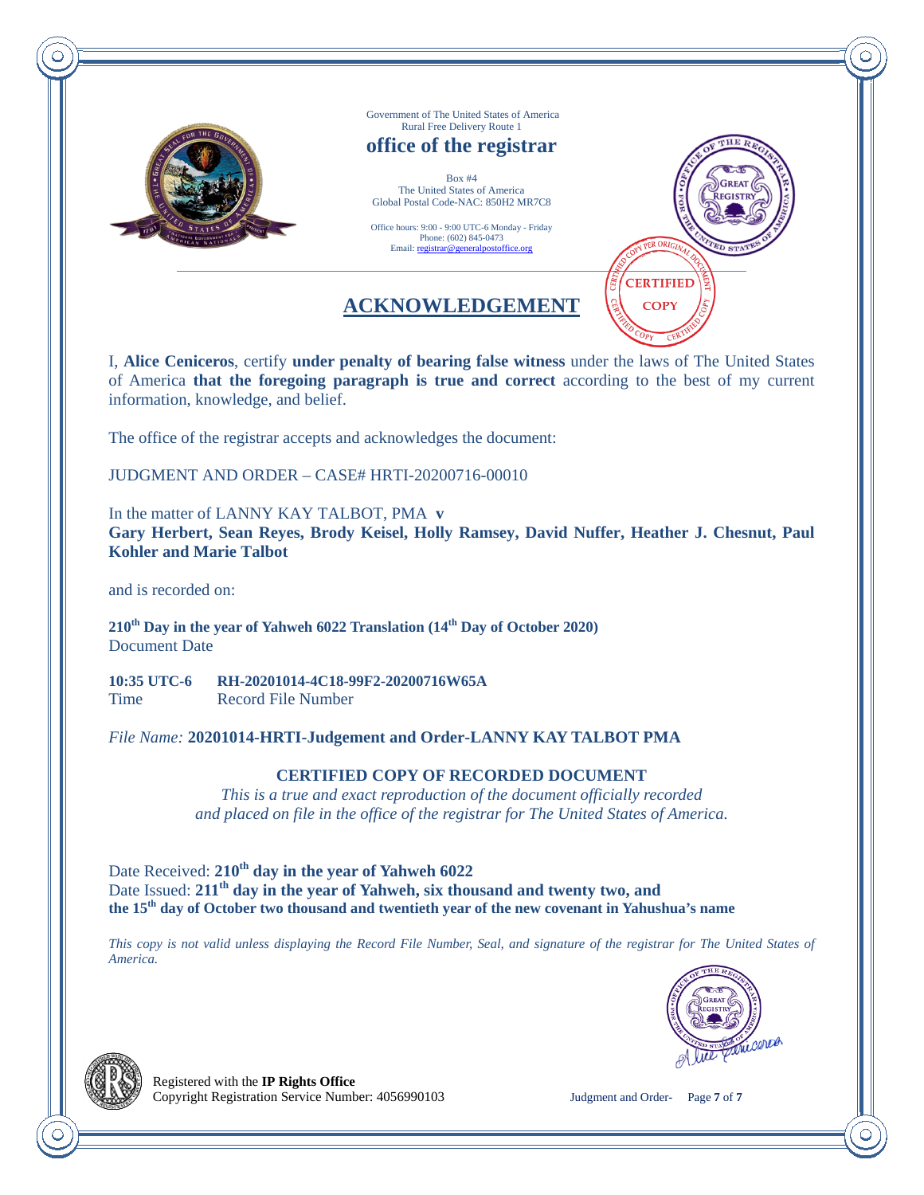Government of The United States of America
Rural Free Delivery Route 1

## office of the registrar

Box #4
The United States of America
Global Postal Code-NAC: 850H2 MR7C8

Office hours: 9:00 - 9:00 UTC-6 Monday - Friday
Phone: (602) 845-0473
Email: registrar@generalpostoffice.org

# ACKNOWLEDGEMENT

I, **Alice Ceniceros**, certify **under penalty of bearing false witness** under the laws of The United States of America **that the foregoing paragraph is true and correct** according to the best of my current information, knowledge, and belief.

The office of the registrar accepts and acknowledges the document:

JUDGMENT AND ORDER – CASE# HRTI-20200716-00010

In the matter of LANNY KAY TALBOT, PMA **v**
**Gary Herbert, Sean Reyes, Brody Keisel, Holly Ramsey, David Nuffer, Heather J. Chesnut, Paul Kohler and Marie Talbot**

and is recorded on:

**210th Day in the year of Yahweh 6022 Translation (14th Day of October 2020)**
Document Date

**10:35 UTC-6** **RH-20201014-4C18-99F2-20200716W65A**
Time Record File Number

*File Name:* **20201014-HRTI-Judgement and Order-LANNY KAY TALBOT PMA**

**CERTIFIED COPY OF RECORDED DOCUMENT**
*This is a true and exact reproduction of the document officially recorded and placed on file in the office of the registrar for The United States of America.*

Date Received: **210th day in the year of Yahweh 6022**
Date Issued: **211th day in the year of Yahweh, six thousand and twenty two, and the 15th day of October two thousand and twentieth year of the new covenant in Yahushua's name**

*This copy is not valid unless displaying the Record File Number, Seal, and signature of the registrar for The United States of America.*

Alice Ceniceros

Registered with the **IP Rights Office**
Copyright Registration Service Number: 4056990103